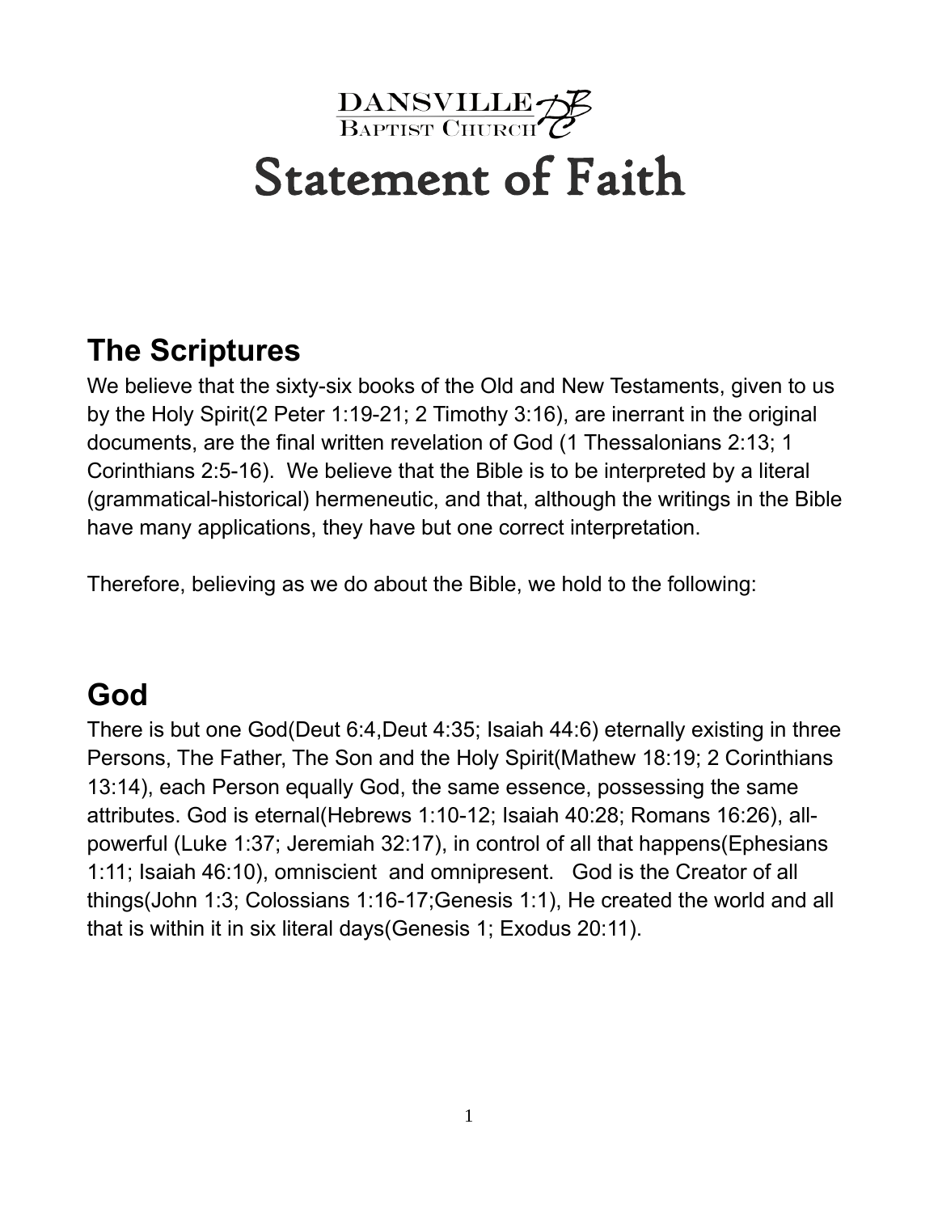DANSVILLE
Baptist Church

# Statement of Faith

## The Scriptures

We believe that the sixty-six books of the Old and New Testaments, given to us by the Holy Spirit(2 Peter 1:19-21; 2 Timothy 3:16), are inerrant in the original documents, are the final written revelation of God (1 Thessalonians 2:13; 1 Corinthians 2:5-16). We believe that the Bible is to be interpreted by a literal (grammatical-historical) hermeneutic, and that, although the writings in the Bible have many applications, they have but one correct interpretation.

Therefore, believing as we do about the Bible, we hold to the following:

## God

There is but one God(Deut 6:4,Deut 4:35; Isaiah 44:6) eternally existing in three Persons, The Father, The Son and the Holy Spirit(Mathew 18:19; 2 Corinthians 13:14), each Person equally God, the same essence, possessing the same attributes. God is eternal(Hebrews 1:10-12; Isaiah 40:28; Romans 16:26), all-powerful (Luke 1:37; Jeremiah 32:17), in control of all that happens(Ephesians 1:11; Isaiah 46:10), omniscient and omnipresent. God is the Creator of all things(John 1:3; Colossians 1:16-17;Genesis 1:1), He created the world and all that is within it in six literal days(Genesis 1; Exodus 20:11).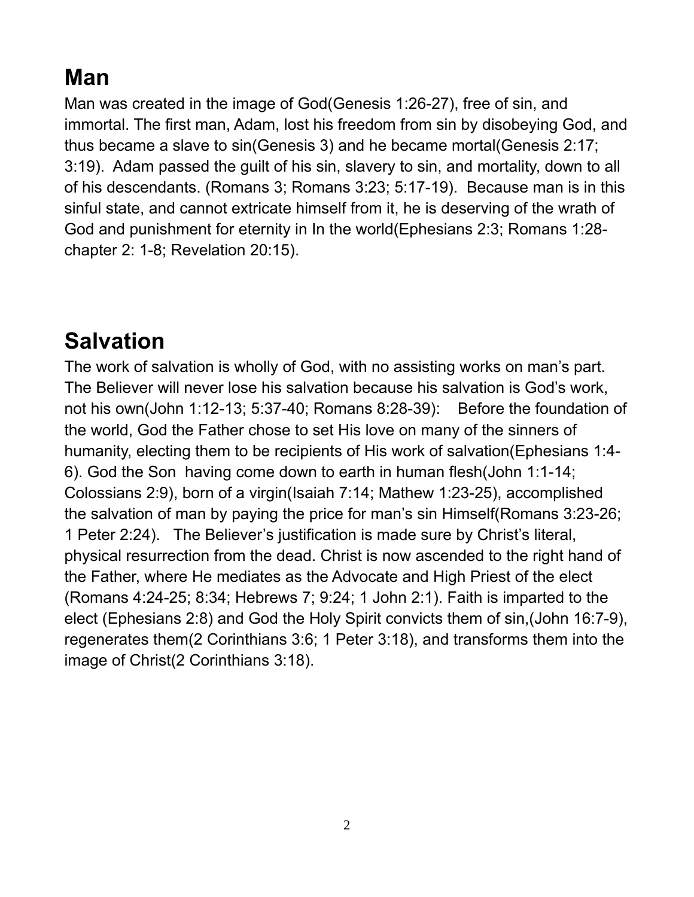## Man

Man was created in the image of God(Genesis 1:26-27), free of sin, and immortal. The first man, Adam, lost his freedom from sin by disobeying God, and thus became a slave to sin(Genesis 3) and he became mortal(Genesis 2:17; 3:19). Adam passed the guilt of his sin, slavery to sin, and mortality, down to all of his descendants. (Romans 3; Romans 3:23; 5:17-19). Because man is in this sinful state, and cannot extricate himself from it, he is deserving of the wrath of God and punishment for eternity in In the world(Ephesians 2:3; Romans 1:28-chapter 2: 1-8; Revelation 20:15).

## Salvation

The work of salvation is wholly of God, with no assisting works on man's part. The Believer will never lose his salvation because his salvation is God's work, not his own(John 1:12-13; 5:37-40; Romans 8:28-39): Before the foundation of the world, God the Father chose to set His love on many of the sinners of humanity, electing them to be recipients of His work of salvation(Ephesians 1:4-6). God the Son having come down to earth in human flesh(John 1:1-14; Colossians 2:9), born of a virgin(Isaiah 7:14; Mathew 1:23-25), accomplished the salvation of man by paying the price for man's sin Himself(Romans 3:23-26; 1 Peter 2:24). The Believer's justification is made sure by Christ's literal, physical resurrection from the dead. Christ is now ascended to the right hand of the Father, where He mediates as the Advocate and High Priest of the elect (Romans 4:24-25; 8:34; Hebrews 7; 9:24; 1 John 2:1). Faith is imparted to the elect (Ephesians 2:8) and God the Holy Spirit convicts them of sin,(John 16:7-9), regenerates them(2 Corinthians 3:6; 1 Peter 3:18), and transforms them into the image of Christ(2 Corinthians 3:18).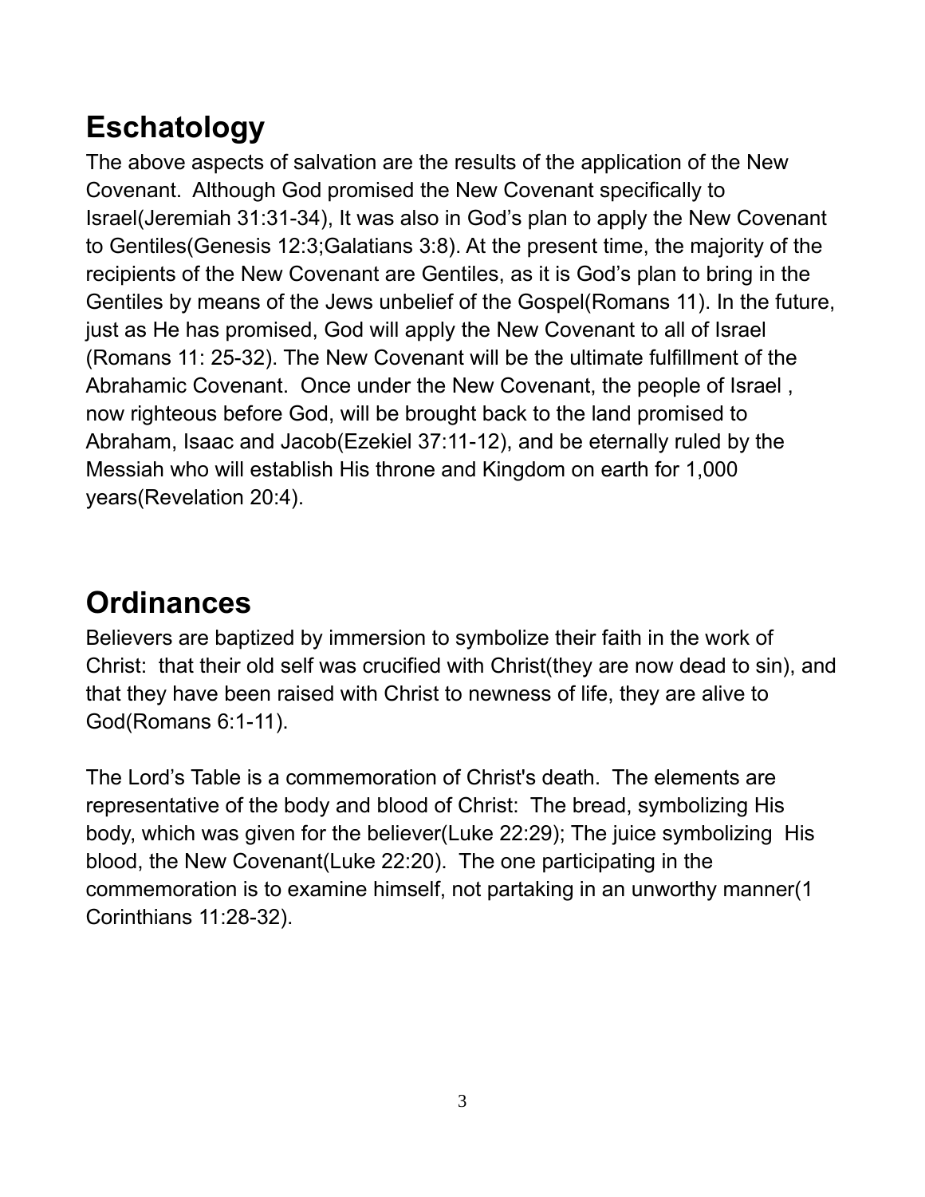## Eschatology

The above aspects of salvation are the results of the application of the New Covenant. Although God promised the New Covenant specifically to Israel(Jeremiah 31:31-34), It was also in God's plan to apply the New Covenant to Gentiles(Genesis 12:3;Galatians 3:8). At the present time, the majority of the recipients of the New Covenant are Gentiles, as it is God's plan to bring in the Gentiles by means of the Jews unbelief of the Gospel(Romans 11). In the future, just as He has promised, God will apply the New Covenant to all of Israel (Romans 11: 25-32). The New Covenant will be the ultimate fulfillment of the Abrahamic Covenant. Once under the New Covenant, the people of Israel , now righteous before God, will be brought back to the land promised to Abraham, Isaac and Jacob(Ezekiel 37:11-12), and be eternally ruled by the Messiah who will establish His throne and Kingdom on earth for 1,000 years(Revelation 20:4).

## Ordinances

Believers are baptized by immersion to symbolize their faith in the work of Christ: that their old self was crucified with Christ(they are now dead to sin), and that they have been raised with Christ to newness of life, they are alive to God(Romans 6:1-11).

The Lord's Table is a commemoration of Christ's death. The elements are representative of the body and blood of Christ: The bread, symbolizing His body, which was given for the believer(Luke 22:29); The juice symbolizing His blood, the New Covenant(Luke 22:20). The one participating in the commemoration is to examine himself, not partaking in an unworthy manner(1 Corinthians 11:28-32).